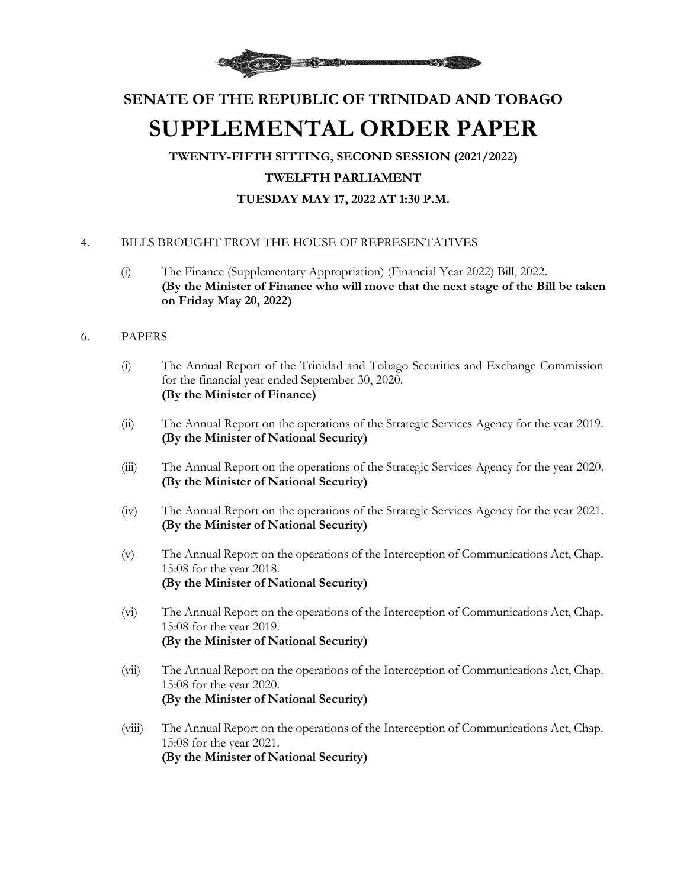# SENATE OF THE REPUBLIC OF TRINIDAD AND TOBAGO

# SUPPLEMENTAL ORDER PAPER

### TWENTY-FIFTH SITTING, SECOND SESSION (2021/2022)

### TWELFTH PARLIAMENT

### TUESDAY MAY 17, 2022 AT 1:30 P.M.

4. BILLS BROUGHT FROM THE HOUSE OF REPRESENTATIVES

   (i) The Finance (Supplementary Appropriation) (Financial Year 2022) Bill, 2022.
   **(By the Minister of Finance who will move that the next stage of the Bill be taken on Friday May 20, 2022)**

6. PAPERS

   (i) The Annual Report of the Trinidad and Tobago Securities and Exchange Commission for the financial year ended September 30, 2020.
   **(By the Minister of Finance)**

   (ii) The Annual Report on the operations of the Strategic Services Agency for the year 2019.
   **(By the Minister of National Security)**

   (iii) The Annual Report on the operations of the Strategic Services Agency for the year 2020.
   **(By the Minister of National Security)**

   (iv) The Annual Report on the operations of the Strategic Services Agency for the year 2021.
   **(By the Minister of National Security)**

   (v) The Annual Report on the operations of the Interception of Communications Act, Chap. 15:08 for the year 2018.
   **(By the Minister of National Security)**

   (vi) The Annual Report on the operations of the Interception of Communications Act, Chap. 15:08 for the year 2019.
   **(By the Minister of National Security)**

   (vii) The Annual Report on the operations of the Interception of Communications Act, Chap. 15:08 for the year 2020.
   **(By the Minister of National Security)**

   (viii) The Annual Report on the operations of the Interception of Communications Act, Chap. 15:08 for the year 2021.
   **(By the Minister of National Security)**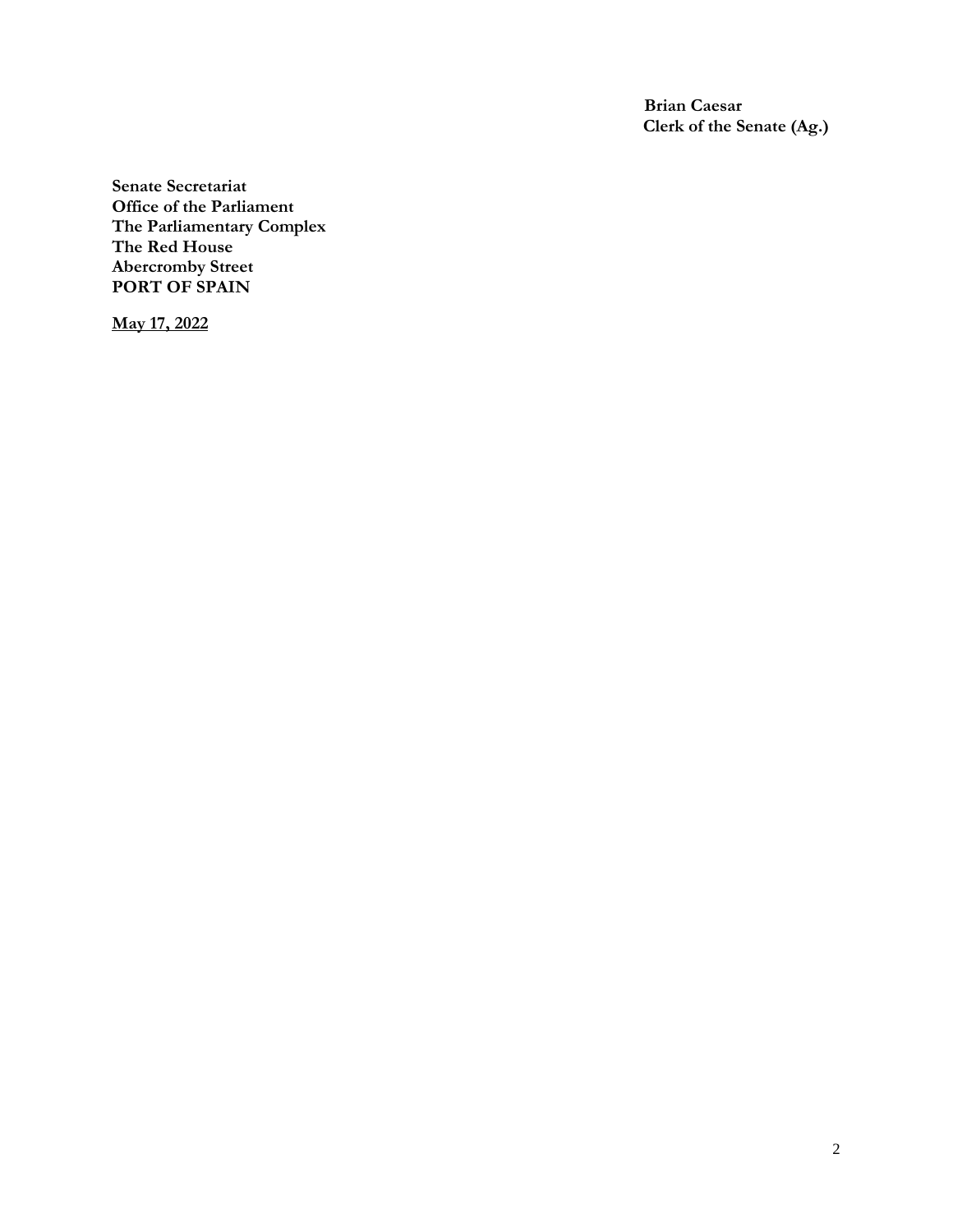**Brian Caesar**
**Clerk of the Senate (Ag.)**

**Senate Secretariat**
**Office of the Parliament**
**The Parliamentary Complex**
**The Red House**
**Abercromby Street**
**PORT OF SPAIN**

**<u>May 17, 2022</u>**